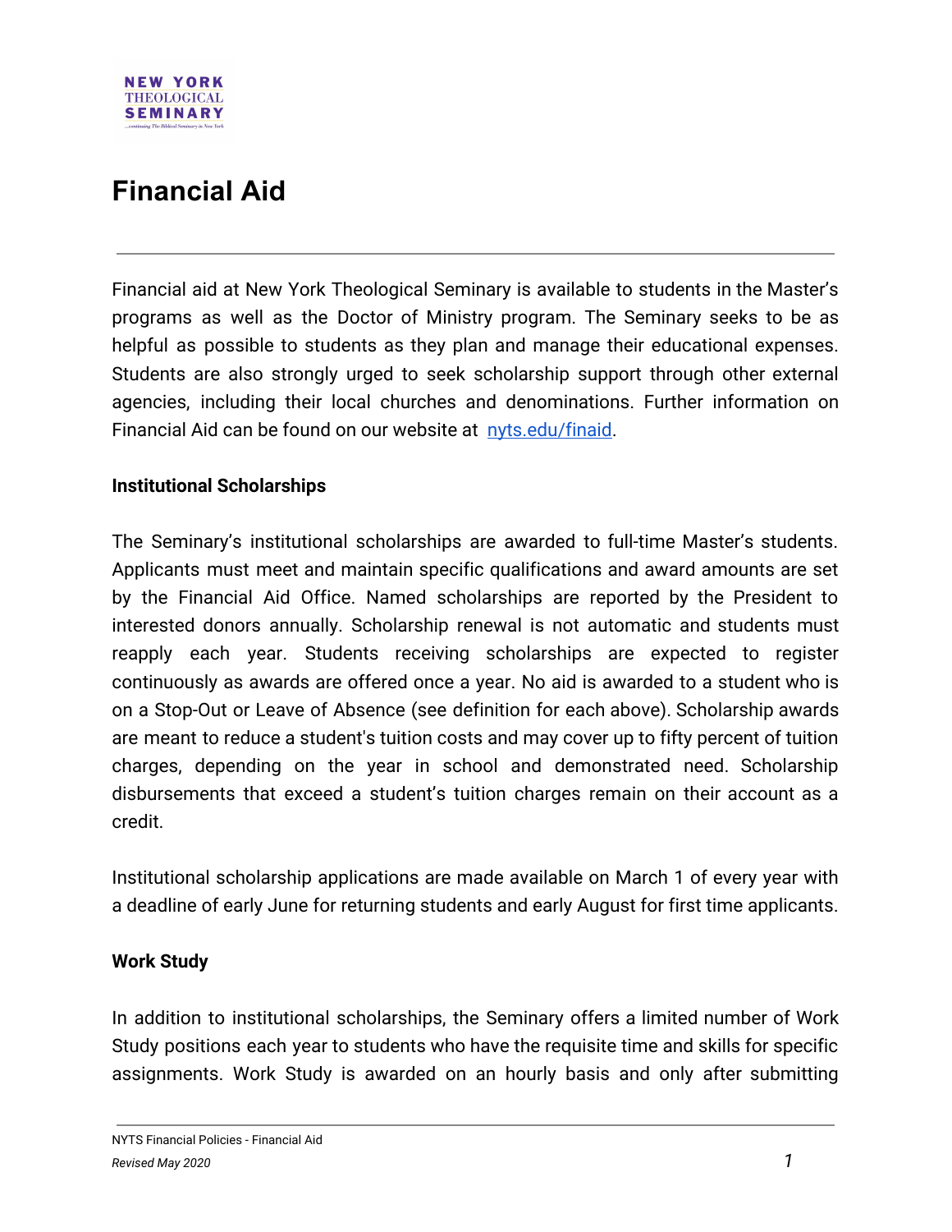# Financial Aid

Financial aid at New York Theological Seminary is available to students in the Master's programs as well as the Doctor of Ministry program. The Seminary seeks to be as helpful as possible to students as they plan and manage their educational expenses. Students are also strongly urged to seek scholarship support through other external agencies, including their local churches and denominations. Further information on Financial Aid can be found on our website at [nyts.edu/finaid](nyts.edu/finaid).

**Institutional Scholarships**

The Seminary's institutional scholarships are awarded to full-time Master's students. Applicants must meet and maintain specific qualifications and award amounts are set by the Financial Aid Office. Named scholarships are reported by the President to interested donors annually. Scholarship renewal is not automatic and students must reapply each year. Students receiving scholarships are expected to register continuously as awards are offered once a year. No aid is awarded to a student who is on a Stop-Out or Leave of Absence (see definition for each above). Scholarship awards are meant to reduce a student's tuition costs and may cover up to fifty percent of tuition charges, depending on the year in school and demonstrated need. Scholarship disbursements that exceed a student's tuition charges remain on their account as a credit.

Institutional scholarship applications are made available on March 1 of every year with a deadline of early June for returning students and early August for first time applicants.

**Work Study**

In addition to institutional scholarships, the Seminary offers a limited number of Work Study positions each year to students who have the requisite time and skills for specific assignments. Work Study is awarded on an hourly basis and only after submitting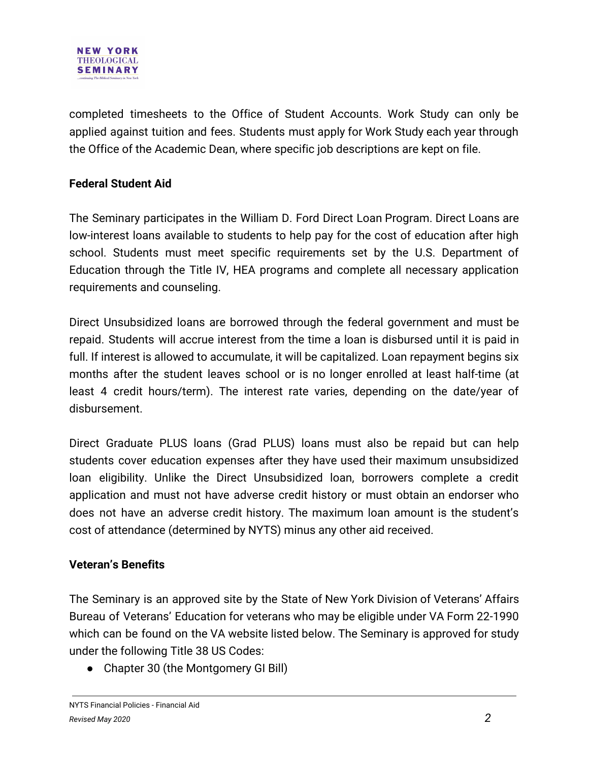completed timesheets to the Office of Student Accounts. Work Study can only be applied against tuition and fees. Students must apply for Work Study each year through the Office of the Academic Dean, where specific job descriptions are kept on file.

**Federal Student Aid**

The Seminary participates in the William D. Ford Direct Loan Program. Direct Loans are low-interest loans available to students to help pay for the cost of education after high school. Students must meet specific requirements set by the U.S. Department of Education through the Title IV, HEA programs and complete all necessary application requirements and counseling.

Direct Unsubsidized loans are borrowed through the federal government and must be repaid. Students will accrue interest from the time a loan is disbursed until it is paid in full. If interest is allowed to accumulate, it will be capitalized. Loan repayment begins six months after the student leaves school or is no longer enrolled at least half-time (at least 4 credit hours/term). The interest rate varies, depending on the date/year of disbursement.

Direct Graduate PLUS loans (Grad PLUS) loans must also be repaid but can help students cover education expenses after they have used their maximum unsubsidized loan eligibility. Unlike the Direct Unsubsidized loan, borrowers complete a credit application and must not have adverse credit history or must obtain an endorser who does not have an adverse credit history. The maximum loan amount is the student's cost of attendance (determined by NYTS) minus any other aid received.

**Veteran's Benefits**

The Seminary is an approved site by the State of New York Division of Veterans' Affairs Bureau of Veterans' Education for veterans who may be eligible under VA Form 22-1990 which can be found on the VA website listed below. The Seminary is approved for study under the following Title 38 US Codes:

- Chapter 30 (the Montgomery GI Bill)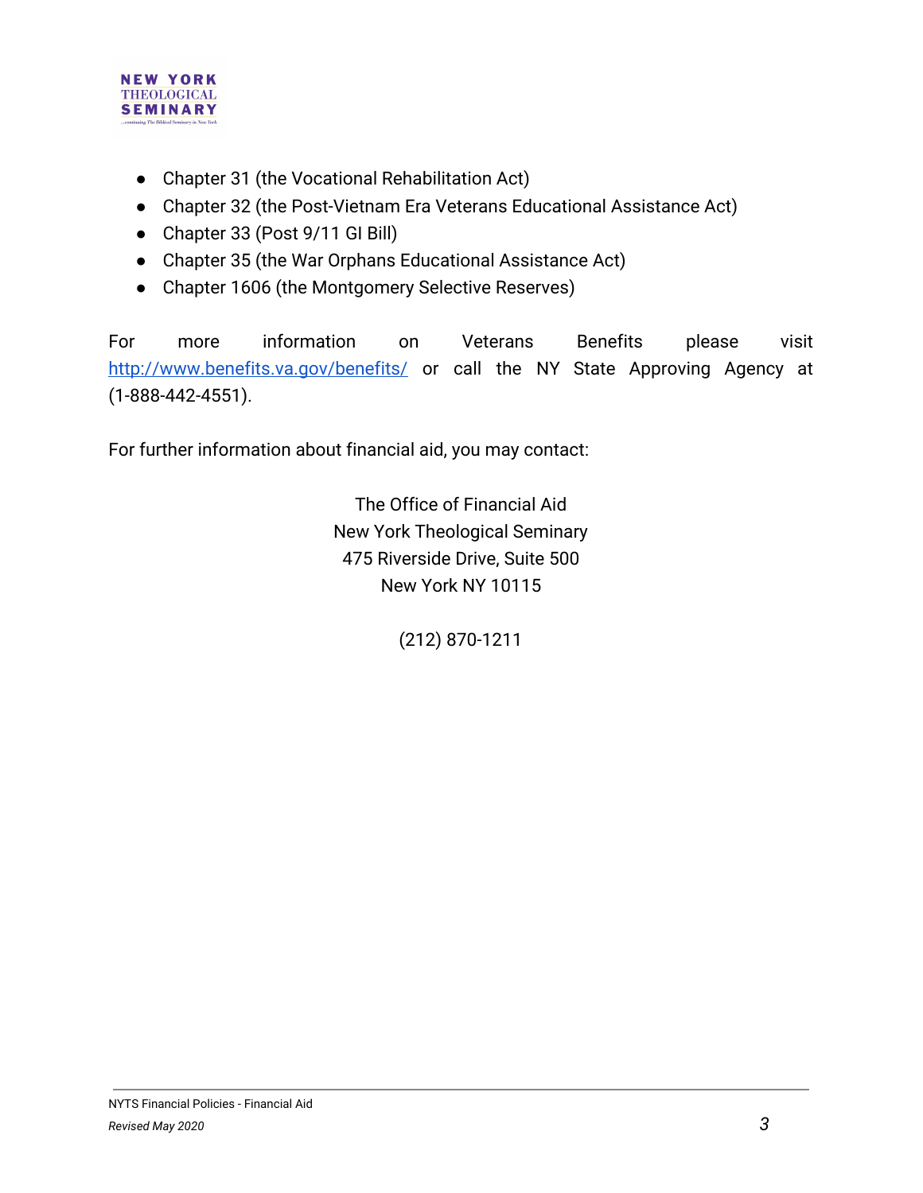- Chapter 31 (the Vocational Rehabilitation Act)
- Chapter 32 (the Post-Vietnam Era Veterans Educational Assistance Act)
- Chapter 33 (Post 9/11 GI Bill)
- Chapter 35 (the War Orphans Educational Assistance Act)
- Chapter 1606 (the Montgomery Selective Reserves)

For more information on Veterans Benefits please visit http://www.benefits.va.gov/benefits/ or call the NY State Approving Agency at (1-888-442-4551).

For further information about financial aid, you may contact:

The Office of Financial Aid
New York Theological Seminary
475 Riverside Drive, Suite 500
New York NY 10115

(212) 870-1211